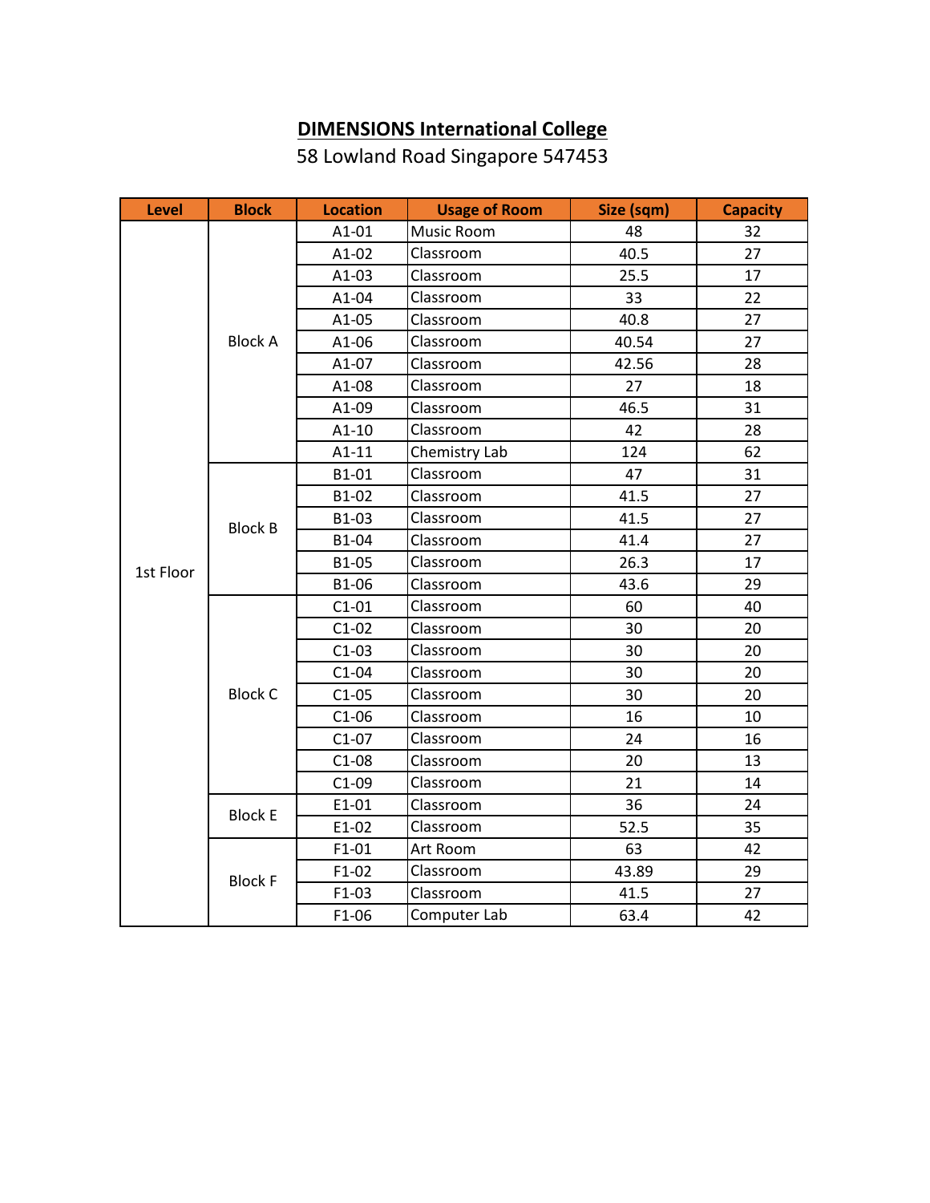**DIMENSIONS International College**

58 Lowland Road Singapore 547453

| Level | Block | Location | Usage of Room | Size (sqm) | Capacity |
|---|---|---|---|---|---|
| 1st Floor | Block A | A1-01 | Music Room | 48 | 32 |
| | | A1-02 | Classroom | 40.5 | 27 |
| | | A1-03 | Classroom | 25.5 | 17 |
| | | A1-04 | Classroom | 33 | 22 |
| | | A1-05 | Classroom | 40.8 | 27 |
| | | A1-06 | Classroom | 40.54 | 27 |
| | | A1-07 | Classroom | 42.56 | 28 |
| | | A1-08 | Classroom | 27 | 18 |
| | | A1-09 | Classroom | 46.5 | 31 |
| | | A1-10 | Classroom | 42 | 28 |
| | | A1-11 | Chemistry Lab | 124 | 62 |
| | Block B | B1-01 | Classroom | 47 | 31 |
| | | B1-02 | Classroom | 41.5 | 27 |
| | | B1-03 | Classroom | 41.5 | 27 |
| | | B1-04 | Classroom | 41.4 | 27 |
| | | B1-05 | Classroom | 26.3 | 17 |
| | | B1-06 | Classroom | 43.6 | 29 |
| | Block C | C1-01 | Classroom | 60 | 40 |
| | | C1-02 | Classroom | 30 | 20 |
| | | C1-03 | Classroom | 30 | 20 |
| | | C1-04 | Classroom | 30 | 20 |
| | | C1-05 | Classroom | 30 | 20 |
| | | C1-06 | Classroom | 16 | 10 |
| | | C1-07 | Classroom | 24 | 16 |
| | | C1-08 | Classroom | 20 | 13 |
| | | C1-09 | Classroom | 21 | 14 |
| | Block E | E1-01 | Classroom | 36 | 24 |
| | | E1-02 | Classroom | 52.5 | 35 |
| | Block F | F1-01 | Art Room | 63 | 42 |
| | | F1-02 | Classroom | 43.89 | 29 |
| | | F1-03 | Classroom | 41.5 | 27 |
| | | F1-06 | Computer Lab | 63.4 | 42 |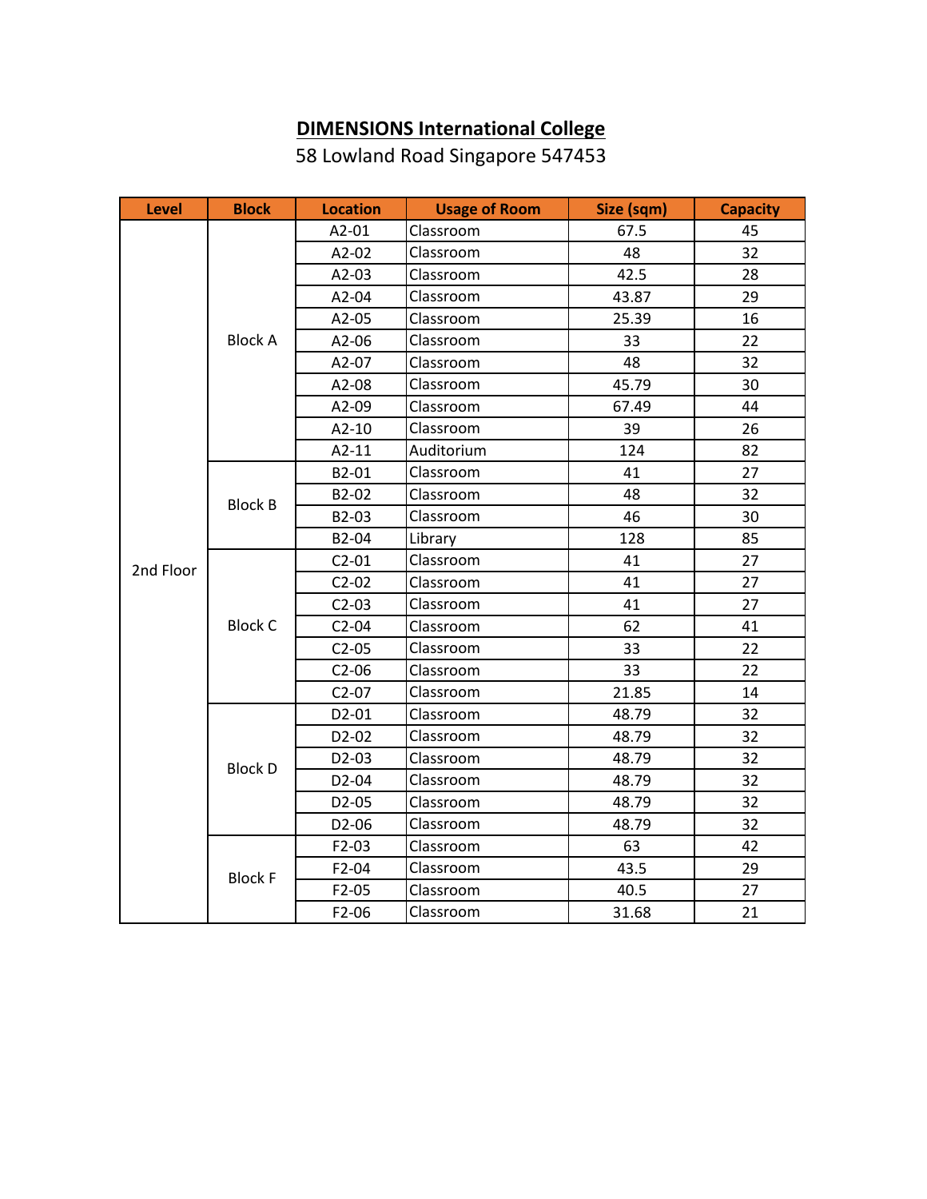**DIMENSIONS International College**

58 Lowland Road Singapore 547453

| Level | Block | Location | Usage of Room | Size (sqm) | Capacity |
|---|---|---|---|---|---|
| 2nd Floor | Block A | A2-01 | Classroom | 67.5 | 45 |
| | | A2-02 | Classroom | 48 | 32 |
| | | A2-03 | Classroom | 42.5 | 28 |
| | | A2-04 | Classroom | 43.87 | 29 |
| | | A2-05 | Classroom | 25.39 | 16 |
| | | A2-06 | Classroom | 33 | 22 |
| | | A2-07 | Classroom | 48 | 32 |
| | | A2-08 | Classroom | 45.79 | 30 |
| | | A2-09 | Classroom | 67.49 | 44 |
| | | A2-10 | Classroom | 39 | 26 |
| | | A2-11 | Auditorium | 124 | 82 |
| | Block B | B2-01 | Classroom | 41 | 27 |
| | | B2-02 | Classroom | 48 | 32 |
| | | B2-03 | Classroom | 46 | 30 |
| | | B2-04 | Library | 128 | 85 |
| | Block C | C2-01 | Classroom | 41 | 27 |
| | | C2-02 | Classroom | 41 | 27 |
| | | C2-03 | Classroom | 41 | 27 |
| | | C2-04 | Classroom | 62 | 41 |
| | | C2-05 | Classroom | 33 | 22 |
| | | C2-06 | Classroom | 33 | 22 |
| | | C2-07 | Classroom | 21.85 | 14 |
| | Block D | D2-01 | Classroom | 48.79 | 32 |
| | | D2-02 | Classroom | 48.79 | 32 |
| | | D2-03 | Classroom | 48.79 | 32 |
| | | D2-04 | Classroom | 48.79 | 32 |
| | | D2-05 | Classroom | 48.79 | 32 |
| | | D2-06 | Classroom | 48.79 | 32 |
| | Block F | F2-03 | Classroom | 63 | 42 |
| | | F2-04 | Classroom | 43.5 | 29 |
| | | F2-05 | Classroom | 40.5 | 27 |
| | | F2-06 | Classroom | 31.68 | 21 |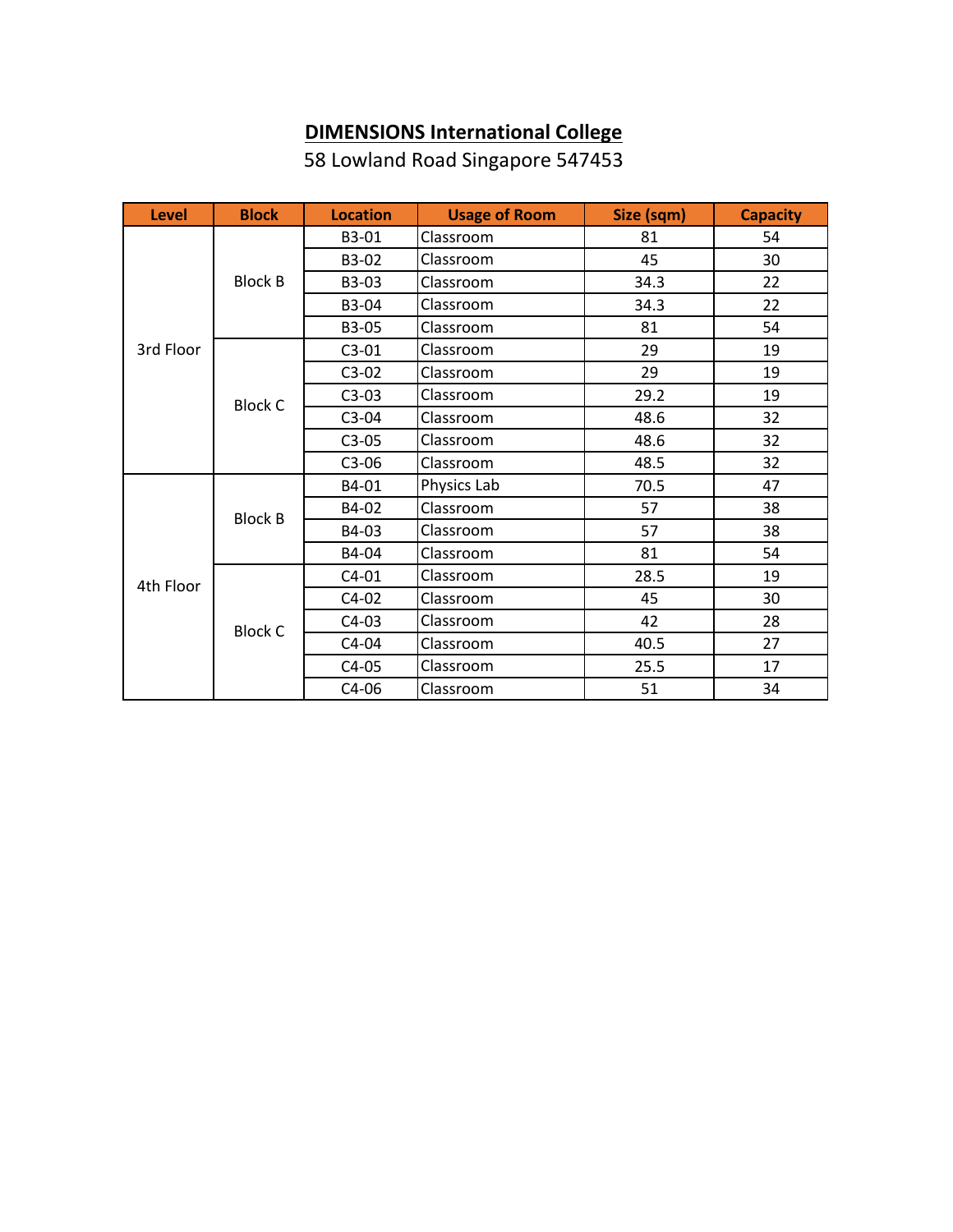**DIMENSIONS International College**

58 Lowland Road Singapore 547453

| Level | Block | Location | Usage of Room | Size (sqm) | Capacity |
|---|---|---|---|---|---|
| 3rd Floor | Block B | B3-01 | Classroom | 81 | 54 |
| | | B3-02 | Classroom | 45 | 30 |
| | | B3-03 | Classroom | 34.3 | 22 |
| | | B3-04 | Classroom | 34.3 | 22 |
| | | B3-05 | Classroom | 81 | 54 |
| | Block C | C3-01 | Classroom | 29 | 19 |
| | | C3-02 | Classroom | 29 | 19 |
| | | C3-03 | Classroom | 29.2 | 19 |
| | | C3-04 | Classroom | 48.6 | 32 |
| | | C3-05 | Classroom | 48.6 | 32 |
| | | C3-06 | Classroom | 48.5 | 32 |
| 4th Floor | Block B | B4-01 | Physics Lab | 70.5 | 47 |
| | | B4-02 | Classroom | 57 | 38 |
| | | B4-03 | Classroom | 57 | 38 |
| | | B4-04 | Classroom | 81 | 54 |
| | Block C | C4-01 | Classroom | 28.5 | 19 |
| | | C4-02 | Classroom | 45 | 30 |
| | | C4-03 | Classroom | 42 | 28 |
| | | C4-04 | Classroom | 40.5 | 27 |
| | | C4-05 | Classroom | 25.5 | 17 |
| | | C4-06 | Classroom | 51 | 34 |